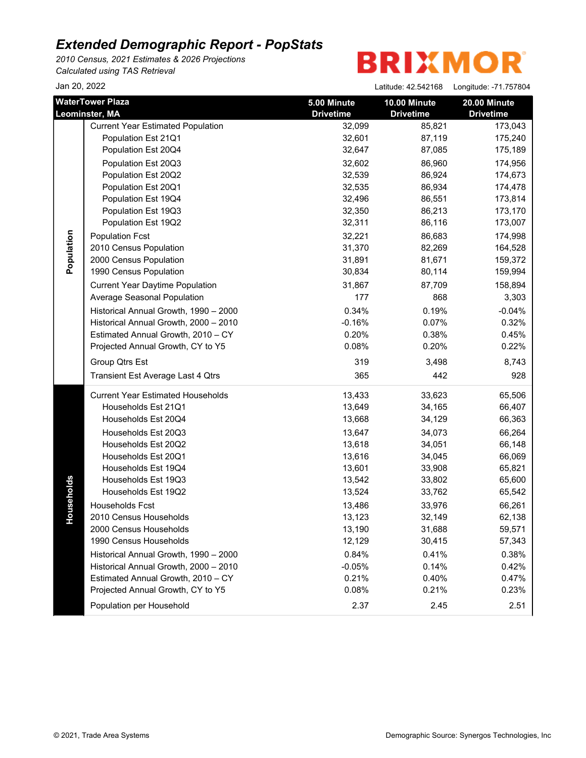# Extended Demographic Report - PopStats

*2010 Census, 2021 Estimates & 2026 Projections*
*Calculated using TAS Retrieval*

BRIXMOR

Jan 20, 2022

Latitude: 42.542168 Longitude: -71.757804

| | WaterTower Plaza Leominster, MA | 5.00 Minute Drivetime | 10.00 Minute Drivetime | 20.00 Minute Drivetime |
|---|---|---|---|---|
| **Population** | Current Year Estimated Population | 32,099 | 85,821 | 173,043 |
| | Population Est 21Q1 | 32,601 | 87,119 | 175,240 |
| | Population Est 20Q4 | 32,647 | 87,085 | 175,189 |
| | Population Est 20Q3 | 32,602 | 86,960 | 174,956 |
| | Population Est 20Q2 | 32,539 | 86,924 | 174,673 |
| | Population Est 20Q1 | 32,535 | 86,934 | 174,478 |
| | Population Est 19Q4 | 32,496 | 86,551 | 173,814 |
| | Population Est 19Q3 | 32,350 | 86,213 | 173,170 |
| | Population Est 19Q2 | 32,311 | 86,116 | 173,007 |
| | Population Fcst | 32,221 | 86,683 | 174,998 |
| | 2010 Census Population | 31,370 | 82,269 | 164,528 |
| | 2000 Census Population | 31,891 | 81,671 | 159,372 |
| | 1990 Census Population | 30,834 | 80,114 | 159,994 |
| | Current Year Daytime Population | 31,867 | 87,709 | 158,894 |
| | Average Seasonal Population | 177 | 868 | 3,303 |
| | Historical Annual Growth, 1990 – 2000 | 0.34% | 0.19% | -0.04% |
| | Historical Annual Growth, 2000 – 2010 | -0.16% | 0.07% | 0.32% |
| | Estimated Annual Growth, 2010 – CY | 0.20% | 0.38% | 0.45% |
| | Projected Annual Growth, CY to Y5 | 0.08% | 0.20% | 0.22% |
| | Group Qtrs Est | 319 | 3,498 | 8,743 |
| | Transient Est Average Last 4 Qtrs | 365 | 442 | 928 |
| **Households** | Current Year Estimated Households | 13,433 | 33,623 | 65,506 |
| | Households Est 21Q1 | 13,649 | 34,165 | 66,407 |
| | Households Est 20Q4 | 13,668 | 34,129 | 66,363 |
| | Households Est 20Q3 | 13,647 | 34,073 | 66,264 |
| | Households Est 20Q2 | 13,618 | 34,051 | 66,148 |
| | Households Est 20Q1 | 13,616 | 34,045 | 66,069 |
| | Households Est 19Q4 | 13,601 | 33,908 | 65,821 |
| | Households Est 19Q3 | 13,542 | 33,802 | 65,600 |
| | Households Est 19Q2 | 13,524 | 33,762 | 65,542 |
| | Households Fcst | 13,486 | 33,976 | 66,261 |
| | 2010 Census Households | 13,123 | 32,149 | 62,138 |
| | 2000 Census Households | 13,190 | 31,688 | 59,571 |
| | 1990 Census Households | 12,129 | 30,415 | 57,343 |
| | Historical Annual Growth, 1990 – 2000 | 0.84% | 0.41% | 0.38% |
| | Historical Annual Growth, 2000 – 2010 | -0.05% | 0.14% | 0.42% |
| | Estimated Annual Growth, 2010 – CY | 0.21% | 0.40% | 0.47% |
| | Projected Annual Growth, CY to Y5 | 0.08% | 0.21% | 0.23% |
| | Population per Household | 2.37 | 2.45 | 2.51 |

© 2021, Trade Area Systems

Demographic Source: Synergos Technologies, Inc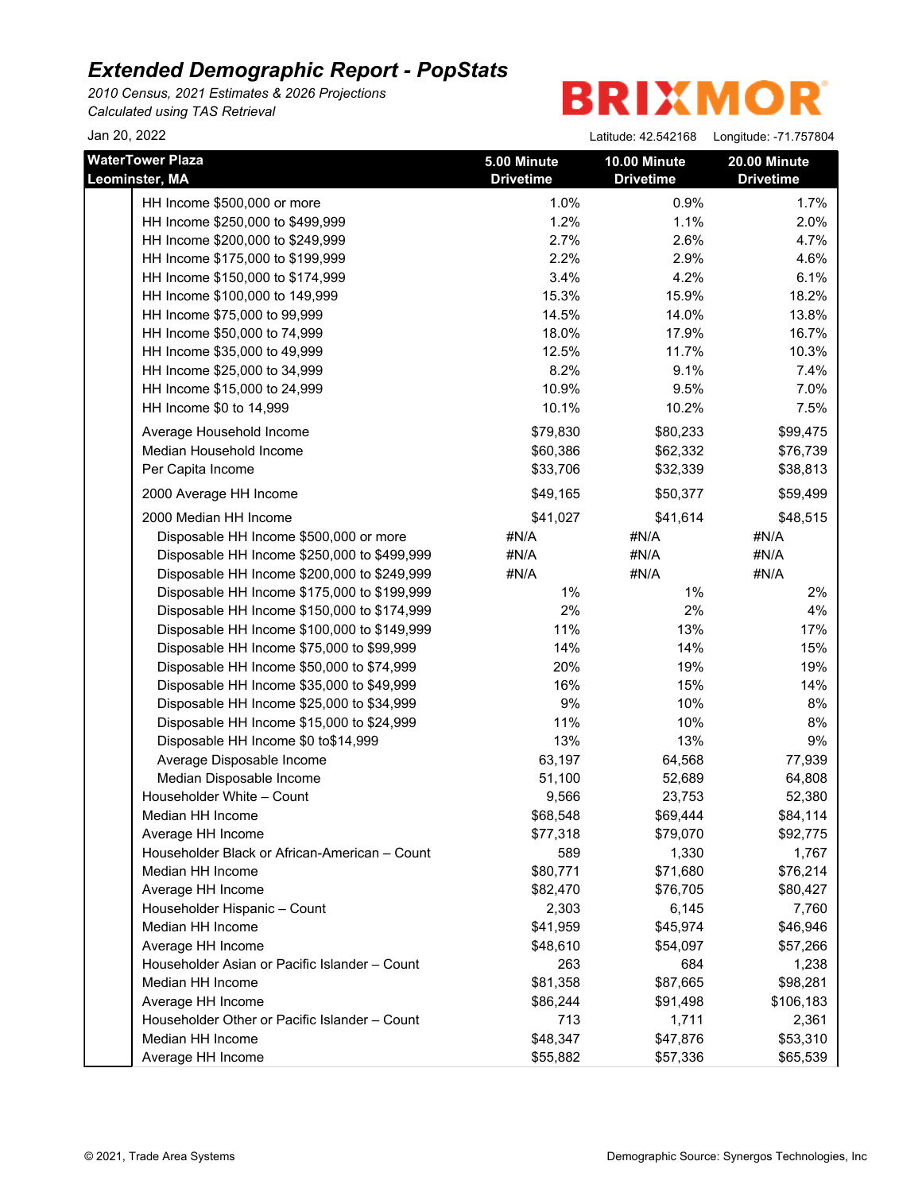# Extended Demographic Report - PopStats

*2010 Census, 2021 Estimates & 2026 Projections*
*Calculated using TAS Retrieval*

BRIXMOR

Jan 20, 2022

Latitude: 42.542168 Longitude: -71.757804

| WaterTower Plaza Leominster, MA | 5.00 Minute Drivetime | 10.00 Minute Drivetime | 20.00 Minute Drivetime |
|---|---|---|---|
| HH Income $500,000 or more | 1.0% | 0.9% | 1.7% |
| HH Income $250,000 to $499,999 | 1.2% | 1.1% | 2.0% |
| HH Income $200,000 to $249,999 | 2.7% | 2.6% | 4.7% |
| HH Income $175,000 to $199,999 | 2.2% | 2.9% | 4.6% |
| HH Income $150,000 to $174,999 | 3.4% | 4.2% | 6.1% |
| HH Income $100,000 to 149,999 | 15.3% | 15.9% | 18.2% |
| HH Income $75,000 to 99,999 | 14.5% | 14.0% | 13.8% |
| HH Income $50,000 to 74,999 | 18.0% | 17.9% | 16.7% |
| HH Income $35,000 to 49,999 | 12.5% | 11.7% | 10.3% |
| HH Income $25,000 to 34,999 | 8.2% | 9.1% | 7.4% |
| HH Income $15,000 to 24,999 | 10.9% | 9.5% | 7.0% |
| HH Income $0 to 14,999 | 10.1% | 10.2% | 7.5% |
| Average Household Income | $79,830 | $80,233 | $99,475 |
| Median Household Income | $60,386 | $62,332 | $76,739 |
| Per Capita Income | $33,706 | $32,339 | $38,813 |
| 2000 Average HH Income | $49,165 | $50,377 | $59,499 |
| 2000 Median HH Income | $41,027 | $41,614 | $48,515 |
| Disposable HH Income $500,000 or more | #N/A | #N/A | #N/A |
| Disposable HH Income $250,000 to $499,999 | #N/A | #N/A | #N/A |
| Disposable HH Income $200,000 to $249,999 | #N/A | #N/A | #N/A |
| Disposable HH Income $175,000 to $199,999 | 1% | 1% | 2% |
| Disposable HH Income $150,000 to $174,999 | 2% | 2% | 4% |
| Disposable HH Income $100,000 to $149,999 | 11% | 13% | 17% |
| Disposable HH Income $75,000 to $99,999 | 14% | 14% | 15% |
| Disposable HH Income $50,000 to $74,999 | 20% | 19% | 19% |
| Disposable HH Income $35,000 to $49,999 | 16% | 15% | 14% |
| Disposable HH Income $25,000 to $34,999 | 9% | 10% | 8% |
| Disposable HH Income $15,000 to $24,999 | 11% | 10% | 8% |
| Disposable HH Income $0 to$14,999 | 13% | 13% | 9% |
| Average Disposable Income | 63,197 | 64,568 | 77,939 |
| Median Disposable Income | 51,100 | 52,689 | 64,808 |
| Householder White – Count | 9,566 | 23,753 | 52,380 |
| Median HH Income | $68,548 | $69,444 | $84,114 |
| Average HH Income | $77,318 | $79,070 | $92,775 |
| Householder Black or African-American – Count | 589 | 1,330 | 1,767 |
| Median HH Income | $80,771 | $71,680 | $76,214 |
| Average HH Income | $82,470 | $76,705 | $80,427 |
| Householder Hispanic – Count | 2,303 | 6,145 | 7,760 |
| Median HH Income | $41,959 | $45,974 | $46,946 |
| Average HH Income | $48,610 | $54,097 | $57,266 |
| Householder Asian or Pacific Islander – Count | 263 | 684 | 1,238 |
| Median HH Income | $81,358 | $87,665 | $98,281 |
| Average HH Income | $86,244 | $91,498 | $106,183 |
| Householder Other or Pacific Islander – Count | 713 | 1,711 | 2,361 |
| Median HH Income | $48,347 | $47,876 | $53,310 |
| Average HH Income | $55,882 | $57,336 | $65,539 |

© 2021, Trade Area Systems

Demographic Source: Synergos Technologies, Inc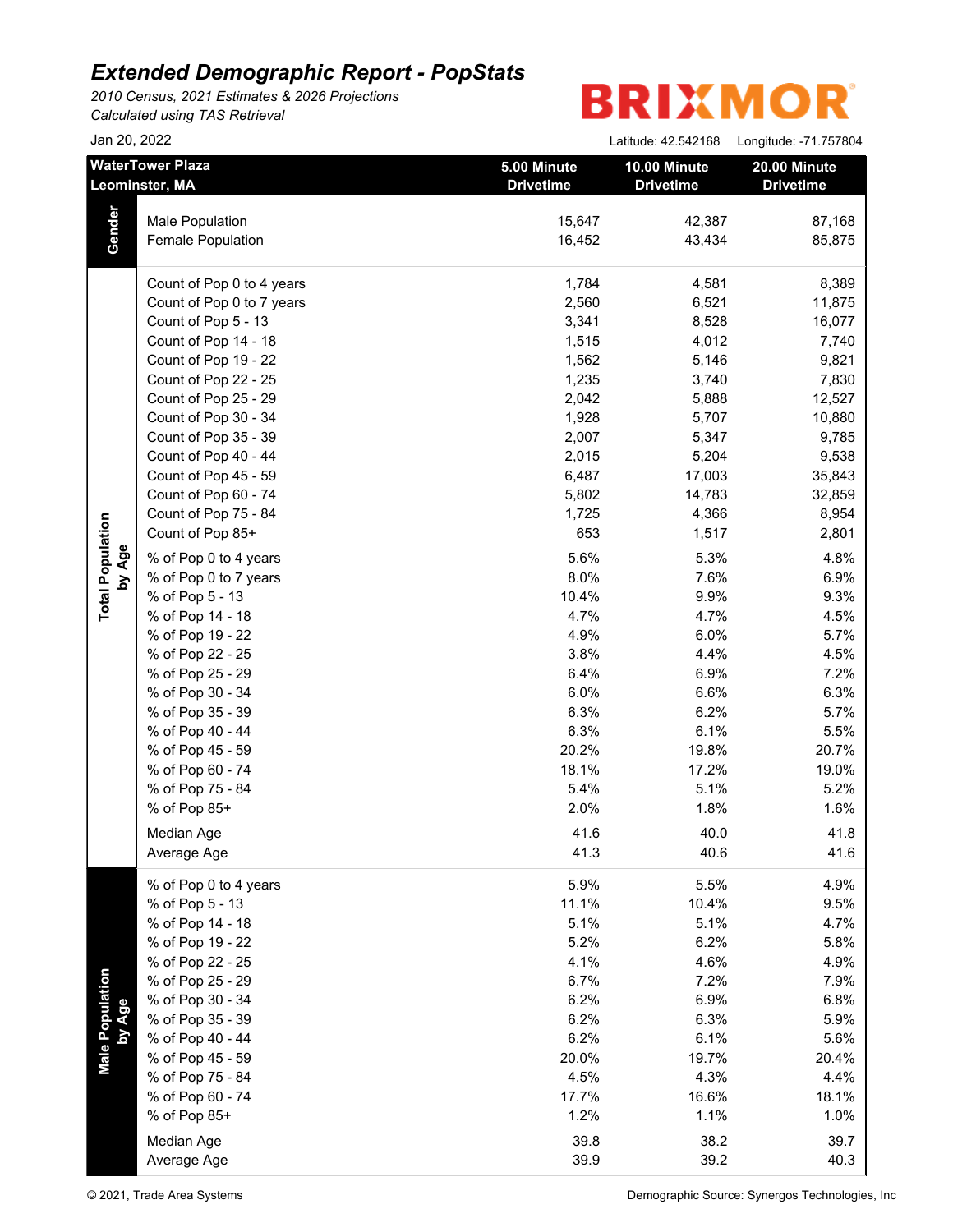# *Extended Demographic Report - PopStats*

*2010 Census, 2021 Estimates & 2026 Projections*
*Calculated using TAS Retrieval*

Jan 20, 2022

BRIXMOR

Latitude: 42.542168 Longitude: -71.757804

| | WaterTower Plaza Leominster, MA | 5.00 Minute Drivetime | 10.00 Minute Drivetime | 20.00 Minute Drivetime |
|---|---|---|---|---|
| **Gender** | Male Population | 15,647 | 42,387 | 87,168 |
| | Female Population | 16,452 | 43,434 | 85,875 |
| **Total Population by Age** | Count of Pop 0 to 4 years | 1,784 | 4,581 | 8,389 |
| | Count of Pop 0 to 7 years | 2,560 | 6,521 | 11,875 |
| | Count of Pop 5 - 13 | 3,341 | 8,528 | 16,077 |
| | Count of Pop 14 - 18 | 1,515 | 4,012 | 7,740 |
| | Count of Pop 19 - 22 | 1,562 | 5,146 | 9,821 |
| | Count of Pop 22 - 25 | 1,235 | 3,740 | 7,830 |
| | Count of Pop 25 - 29 | 2,042 | 5,888 | 12,527 |
| | Count of Pop 30 - 34 | 1,928 | 5,707 | 10,880 |
| | Count of Pop 35 - 39 | 2,007 | 5,347 | 9,785 |
| | Count of Pop 40 - 44 | 2,015 | 5,204 | 9,538 |
| | Count of Pop 45 - 59 | 6,487 | 17,003 | 35,843 |
| | Count of Pop 60 - 74 | 5,802 | 14,783 | 32,859 |
| | Count of Pop 75 - 84 | 1,725 | 4,366 | 8,954 |
| | Count of Pop 85+ | 653 | 1,517 | 2,801 |
| | % of Pop 0 to 4 years | 5.6% | 5.3% | 4.8% |
| | % of Pop 0 to 7 years | 8.0% | 7.6% | 6.9% |
| | % of Pop 5 - 13 | 10.4% | 9.9% | 9.3% |
| | % of Pop 14 - 18 | 4.7% | 4.7% | 4.5% |
| | % of Pop 19 - 22 | 4.9% | 6.0% | 5.7% |
| | % of Pop 22 - 25 | 3.8% | 4.4% | 4.5% |
| | % of Pop 25 - 29 | 6.4% | 6.9% | 7.2% |
| | % of Pop 30 - 34 | 6.0% | 6.6% | 6.3% |
| | % of Pop 35 - 39 | 6.3% | 6.2% | 5.7% |
| | % of Pop 40 - 44 | 6.3% | 6.1% | 5.5% |
| | % of Pop 45 - 59 | 20.2% | 19.8% | 20.7% |
| | % of Pop 60 - 74 | 18.1% | 17.2% | 19.0% |
| | % of Pop 75 - 84 | 5.4% | 5.1% | 5.2% |
| | % of Pop 85+ | 2.0% | 1.8% | 1.6% |
| | Median Age | 41.6 | 40.0 | 41.8 |
| | Average Age | 41.3 | 40.6 | 41.6 |
| **Male Population by Age** | % of Pop 0 to 4 years | 5.9% | 5.5% | 4.9% |
| | % of Pop 5 - 13 | 11.1% | 10.4% | 9.5% |
| | % of Pop 14 - 18 | 5.1% | 5.1% | 4.7% |
| | % of Pop 19 - 22 | 5.2% | 6.2% | 5.8% |
| | % of Pop 22 - 25 | 4.1% | 4.6% | 4.9% |
| | % of Pop 25 - 29 | 6.7% | 7.2% | 7.9% |
| | % of Pop 30 - 34 | 6.2% | 6.9% | 6.8% |
| | % of Pop 35 - 39 | 6.2% | 6.3% | 5.9% |
| | % of Pop 40 - 44 | 6.2% | 6.1% | 5.6% |
| | % of Pop 45 - 59 | 20.0% | 19.7% | 20.4% |
| | % of Pop 75 - 84 | 4.5% | 4.3% | 4.4% |
| | % of Pop 60 - 74 | 17.7% | 16.6% | 18.1% |
| | % of Pop 85+ | 1.2% | 1.1% | 1.0% |
| | Median Age | 39.8 | 38.2 | 39.7 |
| | Average Age | 39.9 | 39.2 | 40.3 |

© 2021, Trade Area Systems

Demographic Source: Synergos Technologies, Inc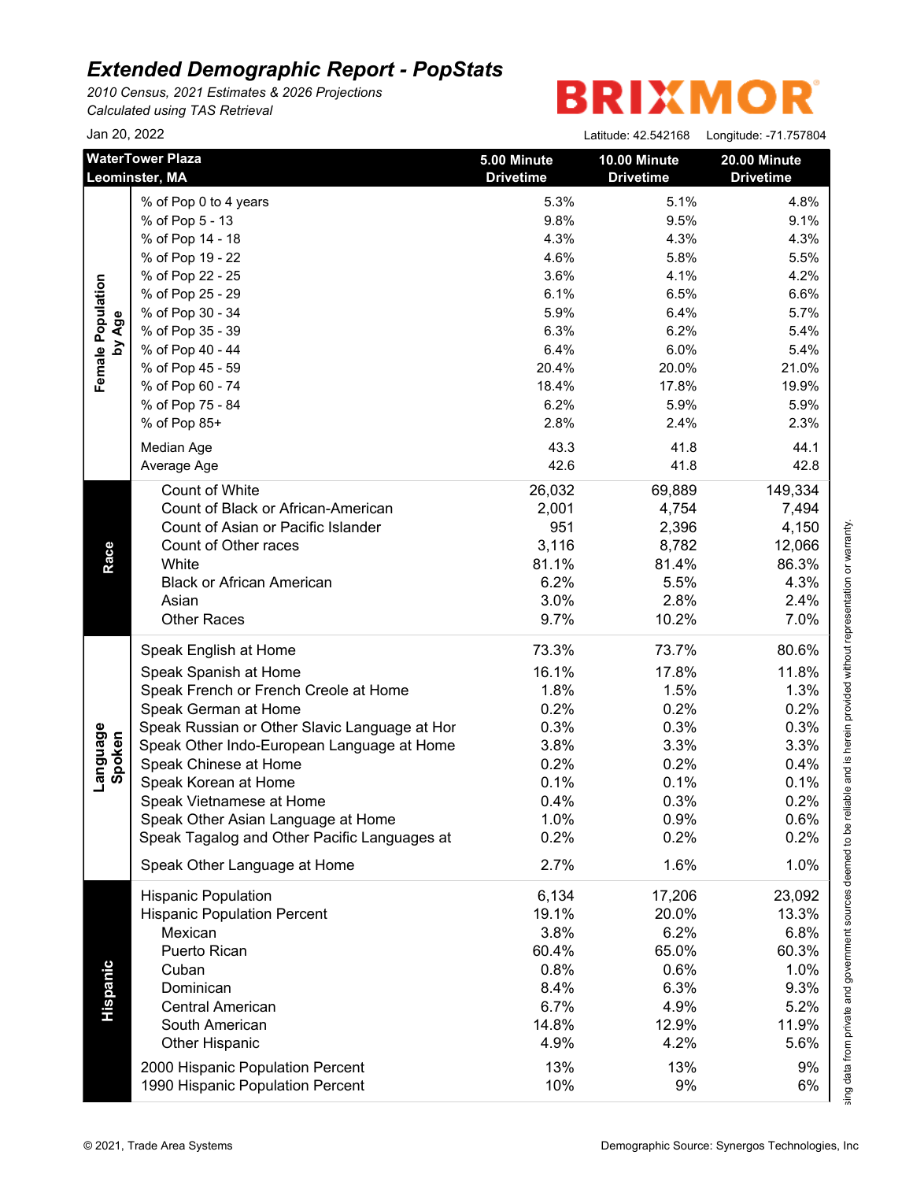# Extended Demographic Report - PopStats

*2010 Census, 2021 Estimates & 2026 Projections*
*Calculated using TAS Retrieval*

Jan 20, 2022

BRIXMOR

Latitude: 42.542168 Longitude: -71.757804

| WaterTower Plaza Leominster, MA | | 5.00 Minute Drivetime | 10.00 Minute Drivetime | 20.00 Minute Drivetime |
|---|---|---|---|---|
| Female Population by Age | % of Pop 0 to 4 years | 5.3% | 5.1% | 4.8% |
| | % of Pop 5 - 13 | 9.8% | 9.5% | 9.1% |
| | % of Pop 14 - 18 | 4.3% | 4.3% | 4.3% |
| | % of Pop 19 - 22 | 4.6% | 5.8% | 5.5% |
| | % of Pop 22 - 25 | 3.6% | 4.1% | 4.2% |
| | % of Pop 25 - 29 | 6.1% | 6.5% | 6.6% |
| | % of Pop 30 - 34 | 5.9% | 6.4% | 5.7% |
| | % of Pop 35 - 39 | 6.3% | 6.2% | 5.4% |
| | % of Pop 40 - 44 | 6.4% | 6.0% | 5.4% |
| | % of Pop 45 - 59 | 20.4% | 20.0% | 21.0% |
| | % of Pop 60 - 74 | 18.4% | 17.8% | 19.9% |
| | % of Pop 75 - 84 | 6.2% | 5.9% | 5.9% |
| | % of Pop 85+ | 2.8% | 2.4% | 2.3% |
| | Median Age | 43.3 | 41.8 | 44.1 |
| | Average Age | 42.6 | 41.8 | 42.8 |
| Race | Count of White | 26,032 | 69,889 | 149,334 |
| | Count of Black or African-American | 2,001 | 4,754 | 7,494 |
| | Count of Asian or Pacific Islander | 951 | 2,396 | 4,150 |
| | Count of Other races | 3,116 | 8,782 | 12,066 |
| | White | 81.1% | 81.4% | 86.3% |
| | Black or African American | 6.2% | 5.5% | 4.3% |
| | Asian | 3.0% | 2.8% | 2.4% |
| | Other Races | 9.7% | 10.2% | 7.0% |
| Language Spoken | Speak English at Home | 73.3% | 73.7% | 80.6% |
| | Speak Spanish at Home | 16.1% | 17.8% | 11.8% |
| | Speak French or French Creole at Home | 1.8% | 1.5% | 1.3% |
| | Speak German at Home | 0.2% | 0.2% | 0.2% |
| | Speak Russian or Other Slavic Language at Hor | 0.3% | 0.3% | 0.3% |
| | Speak Other Indo-European Language at Home | 3.8% | 3.3% | 3.3% |
| | Speak Chinese at Home | 0.2% | 0.2% | 0.4% |
| | Speak Korean at Home | 0.1% | 0.1% | 0.1% |
| | Speak Vietnamese at Home | 0.4% | 0.3% | 0.2% |
| | Speak Other Asian Language at Home | 1.0% | 0.9% | 0.6% |
| | Speak Tagalog and Other Pacific Languages at | 0.2% | 0.2% | 0.2% |
| | Speak Other Language at Home | 2.7% | 1.6% | 1.0% |
| Hispanic | Hispanic Population | 6,134 | 17,206 | 23,092 |
| | Hispanic Population Percent | 19.1% | 20.0% | 13.3% |
| | Mexican | 3.8% | 6.2% | 6.8% |
| | Puerto Rican | 60.4% | 65.0% | 60.3% |
| | Cuban | 0.8% | 0.6% | 1.0% |
| | Dominican | 8.4% | 6.3% | 9.3% |
| | Central American | 6.7% | 4.9% | 5.2% |
| | South American | 14.8% | 12.9% | 11.9% |
| | Other Hispanic | 4.9% | 4.2% | 5.6% |
| | 2000 Hispanic Population Percent | 13% | 13% | 9% |
| | 1990 Hispanic Population Percent | 10% | 9% | 6% |

sing data from private and government sources deemed to be reliable and is herein provided without representation or warranty.

© 2021, Trade Area Systems

Demographic Source: Synergos Technologies, Inc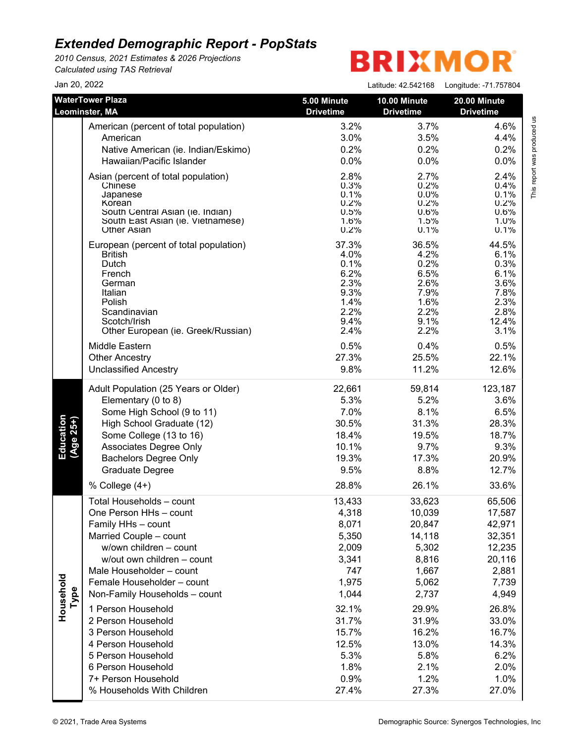# Extended Demographic Report - PopStats

*2010 Census, 2021 Estimates & 2026 Projections*
*Calculated using TAS Retrieval*

BRIXMOR

Jan 20, 2022

Latitude: 42.542168 Longitude: -71.757804

This report was produced us

| WaterTower Plaza Leominster, MA | | 5.00 Minute Drivetime | 10.00 Minute Drivetime | 20.00 Minute Drivetime |
|---|---|---|---|---|
| | American (percent of total population) | 3.2% | 3.7% | 4.6% |
| | American | 3.0% | 3.5% | 4.4% |
| | Native American (ie. Indian/Eskimo) | 0.2% | 0.2% | 0.2% |
| | Hawaiian/Pacific Islander | 0.0% | 0.0% | 0.0% |
| | Asian (percent of total population) | 2.8% | 2.7% | 2.4% |
| | Chinese | 0.3% | 0.2% | 0.4% |
| | Japanese | 0.1% | 0.0% | 0.1% |
| | Korean | 0.2% | 0.2% | 0.2% |
| | South Central Asian (ie. Indian) | 0.5% | 0.6% | 0.6% |
| | South East Asian (ie. Vietnamese) | 1.6% | 1.5% | 1.0% |
| | Other Asian | 0.2% | 0.1% | 0.1% |
| | European (percent of total population) | 37.3% | 36.5% | 44.5% |
| | British | 4.0% | 4.2% | 6.1% |
| | Dutch | 0.1% | 0.2% | 0.3% |
| | French | 6.2% | 6.5% | 6.1% |
| | German | 2.3% | 2.6% | 3.6% |
| | Italian | 9.3% | 7.9% | 7.8% |
| | Polish | 1.4% | 1.6% | 2.3% |
| | Scandinavian | 2.2% | 2.2% | 2.8% |
| | Scotch/Irish | 9.4% | 9.1% | 12.4% |
| | Other European (ie. Greek/Russian) | 2.4% | 2.2% | 3.1% |
| | Middle Eastern | 0.5% | 0.4% | 0.5% |
| | Other Ancestry | 27.3% | 25.5% | 22.1% |
| | Unclassified Ancestry | 9.8% | 11.2% | 12.6% |
| **Education (Age 25+)** | Adult Population (25 Years or Older) | 22,661 | 59,814 | 123,187 |
| | Elementary (0 to 8) | 5.3% | 5.2% | 3.6% |
| | Some High School (9 to 11) | 7.0% | 8.1% | 6.5% |
| | High School Graduate (12) | 30.5% | 31.3% | 28.3% |
| | Some College (13 to 16) | 18.4% | 19.5% | 18.7% |
| | Associates Degree Only | 10.1% | 9.7% | 9.3% |
| | Bachelors Degree Only | 19.3% | 17.3% | 20.9% |
| | Graduate Degree | 9.5% | 8.8% | 12.7% |
| | % College (4+) | 28.8% | 26.1% | 33.6% |
| **Household Type** | Total Households – count | 13,433 | 33,623 | 65,506 |
| | One Person HHs – count | 4,318 | 10,039 | 17,587 |
| | Family HHs – count | 8,071 | 20,847 | 42,971 |
| | Married Couple – count | 5,350 | 14,118 | 32,351 |
| | w/own children – count | 2,009 | 5,302 | 12,235 |
| | w/out own children – count | 3,341 | 8,816 | 20,116 |
| | Male Householder – count | 747 | 1,667 | 2,881 |
| | Female Householder – count | 1,975 | 5,062 | 7,739 |
| | Non-Family Households – count | 1,044 | 2,737 | 4,949 |
| | 1 Person Household | 32.1% | 29.9% | 26.8% |
| | 2 Person Household | 31.7% | 31.9% | 33.0% |
| | 3 Person Household | 15.7% | 16.2% | 16.7% |
| | 4 Person Household | 12.5% | 13.0% | 14.3% |
| | 5 Person Household | 5.3% | 5.8% | 6.2% |
| | 6 Person Household | 1.8% | 2.1% | 2.0% |
| | 7+ Person Household | 0.9% | 1.2% | 1.0% |
| | % Households With Children | 27.4% | 27.3% | 27.0% |

© 2021, Trade Area Systems

Demographic Source: Synergos Technologies, Inc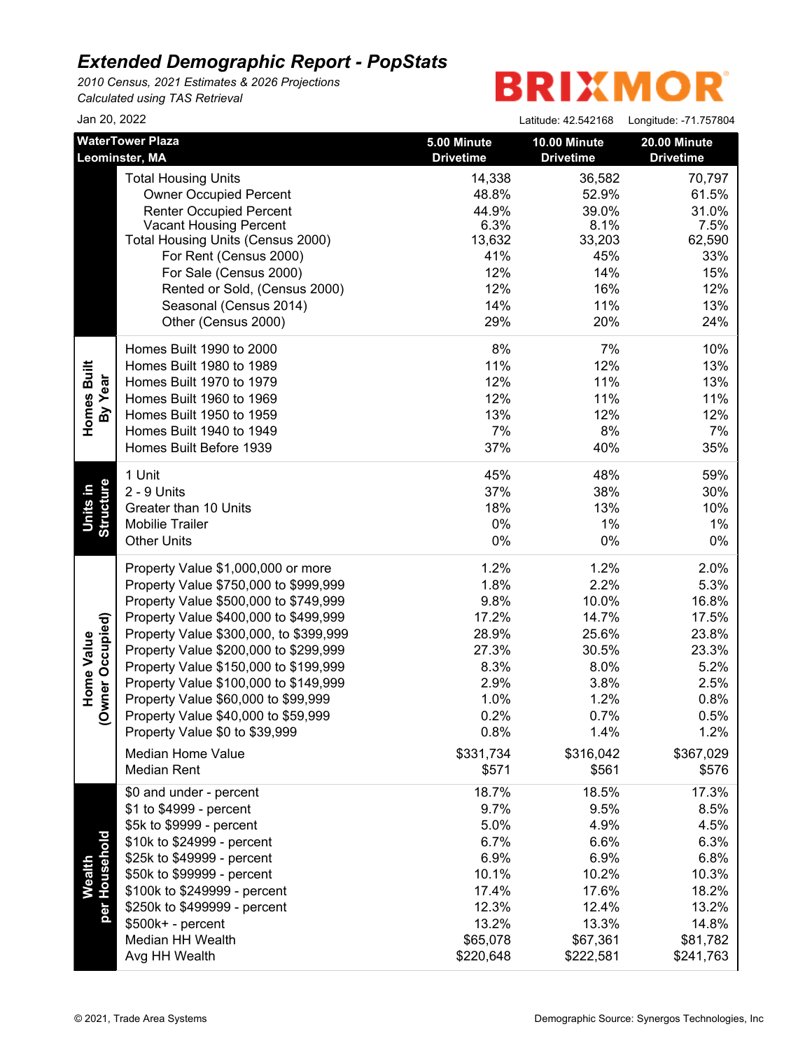# Extended Demographic Report - PopStats

*2010 Census, 2021 Estimates & 2026 Projections*
*Calculated using TAS Retrieval*

BRIXMOR

Jan 20, 2022

Latitude: 42.542168 Longitude: -71.757804

| | WaterTower Plaza Leominster, MA | 5.00 Minute Drivetime | 10.00 Minute Drivetime | 20.00 Minute Drivetime |
|---|---|---|---|---|
| | Total Housing Units | 14,338 | 36,582 | 70,797 |
| | Owner Occupied Percent | 48.8% | 52.9% | 61.5% |
| | Renter Occupied Percent | 44.9% | 39.0% | 31.0% |
| | Vacant Housing Percent | 6.3% | 8.1% | 7.5% |
| | Total Housing Units (Census 2000) | 13,632 | 33,203 | 62,590 |
| | For Rent (Census 2000) | 41% | 45% | 33% |
| | For Sale (Census 2000) | 12% | 14% | 15% |
| | Rented or Sold, (Census 2000) | 12% | 16% | 12% |
| | Seasonal (Census 2014) | 14% | 11% | 13% |
| | Other (Census 2000) | 29% | 20% | 24% |
| Homes Built By Year | Homes Built 1990 to 2000 | 8% | 7% | 10% |
| | Homes Built 1980 to 1989 | 11% | 12% | 13% |
| | Homes Built 1970 to 1979 | 12% | 11% | 13% |
| | Homes Built 1960 to 1969 | 12% | 11% | 11% |
| | Homes Built 1950 to 1959 | 13% | 12% | 12% |
| | Homes Built 1940 to 1949 | 7% | 8% | 7% |
| | Homes Built Before 1939 | 37% | 40% | 35% |
| Units in Structure | 1 Unit | 45% | 48% | 59% |
| | 2 - 9 Units | 37% | 38% | 30% |
| | Greater than 10 Units | 18% | 13% | 10% |
| | Mobilie Trailer | 0% | 1% | 1% |
| | Other Units | 0% | 0% | 0% |
| Home Value (Owner Occupied) | Property Value $1,000,000 or more | 1.2% | 1.2% | 2.0% |
| | Property Value $750,000 to $999,999 | 1.8% | 2.2% | 5.3% |
| | Property Value $500,000 to $749,999 | 9.8% | 10.0% | 16.8% |
| | Property Value $400,000 to $499,999 | 17.2% | 14.7% | 17.5% |
| | Property Value $300,000, to $399,999 | 28.9% | 25.6% | 23.8% |
| | Property Value $200,000 to $299,999 | 27.3% | 30.5% | 23.3% |
| | Property Value $150,000 to $199,999 | 8.3% | 8.0% | 5.2% |
| | Property Value $100,000 to $149,999 | 2.9% | 3.8% | 2.5% |
| | Property Value $60,000 to $99,999 | 1.0% | 1.2% | 0.8% |
| | Property Value $40,000 to $59,999 | 0.2% | 0.7% | 0.5% |
| | Property Value $0 to $39,999 | 0.8% | 1.4% | 1.2% |
| | Median Home Value | $331,734 | $316,042 | $367,029 |
| | Median Rent | $571 | $561 | $576 |
| Wealth per Household | $0 and under - percent | 18.7% | 18.5% | 17.3% |
| | $1 to $4999 - percent | 9.7% | 9.5% | 8.5% |
| | $5k to $9999 - percent | 5.0% | 4.9% | 4.5% |
| | $10k to $24999 - percent | 6.7% | 6.6% | 6.3% |
| | $25k to $49999 - percent | 6.9% | 6.9% | 6.8% |
| | $50k to $99999 - percent | 10.1% | 10.2% | 10.3% |
| | $100k to $249999 - percent | 17.4% | 17.6% | 18.2% |
| | $250k to $499999 - percent | 12.3% | 12.4% | 13.2% |
| | $500k+ - percent | 13.2% | 13.3% | 14.8% |
| | Median HH Wealth | $65,078 | $67,361 | $81,782 |
| | Avg HH Wealth | $220,648 | $222,581 | $241,763 |

© 2021, Trade Area Systems

Demographic Source: Synergos Technologies, Inc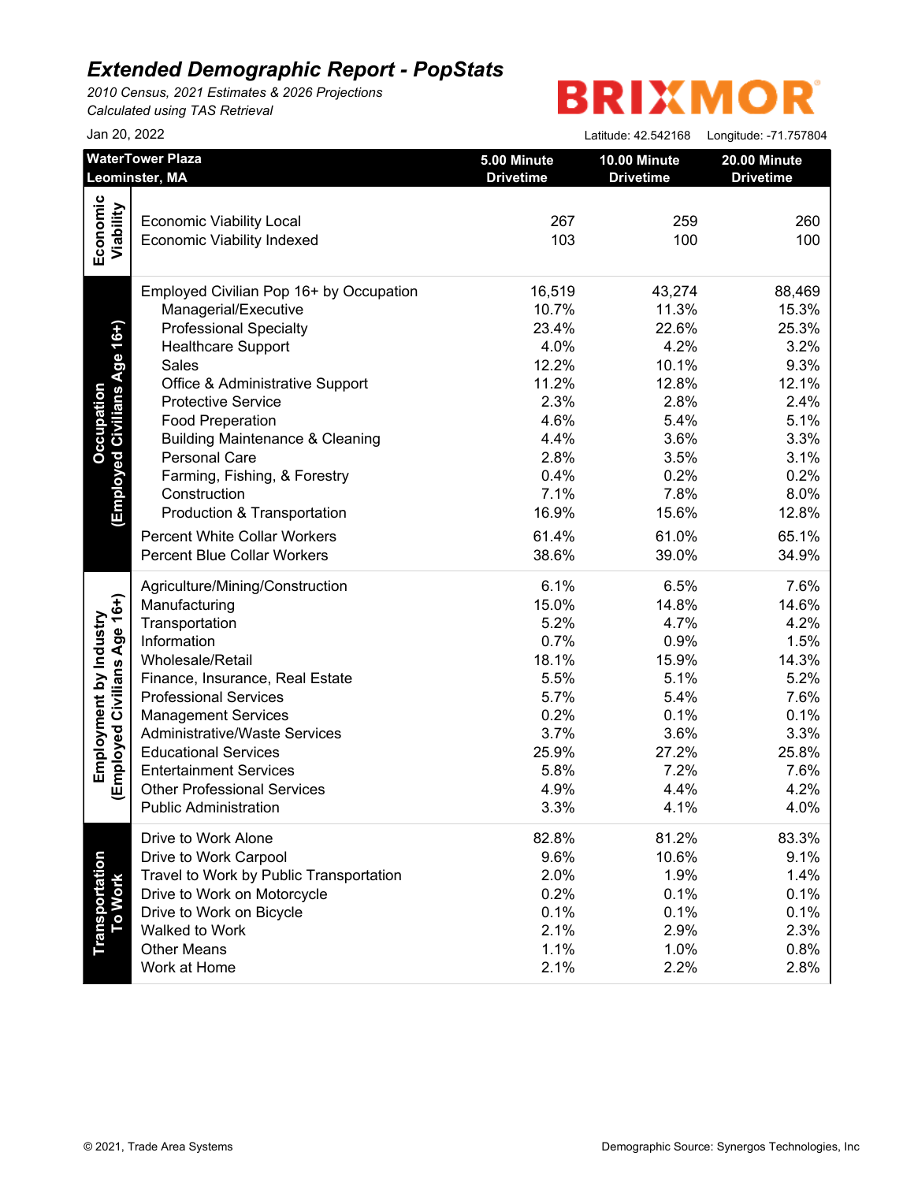# Extended Demographic Report - PopStats

*2010 Census, 2021 Estimates & 2026 Projections*
*Calculated using TAS Retrieval*

BRIXMOR

Jan 20, 2022

Latitude: 42.542168 Longitude: -71.757804

| Category | WaterTower Plaza Leominster, MA | 5.00 Minute Drivetime | 10.00 Minute Drivetime | 20.00 Minute Drivetime |
|---|---|---|---|---|
| Economic Viability | Economic Viability Local | 267 | 259 | 260 |
| | Economic Viability Indexed | 103 | 100 | 100 |
| Occupation (Employed Civilians Age 16+) | Employed Civilian Pop 16+ by Occupation | 16,519 | 43,274 | 88,469 |
| | Managerial/Executive | 10.7% | 11.3% | 15.3% |
| | Professional Specialty | 23.4% | 22.6% | 25.3% |
| | Healthcare Support | 4.0% | 4.2% | 3.2% |
| | Sales | 12.2% | 10.1% | 9.3% |
| | Office & Administrative Support | 11.2% | 12.8% | 12.1% |
| | Protective Service | 2.3% | 2.8% | 2.4% |
| | Food Preperation | 4.6% | 5.4% | 5.1% |
| | Building Maintenance & Cleaning | 4.4% | 3.6% | 3.3% |
| | Personal Care | 2.8% | 3.5% | 3.1% |
| | Farming, Fishing, & Forestry | 0.4% | 0.2% | 0.2% |
| | Construction | 7.1% | 7.8% | 8.0% |
| | Production & Transportation | 16.9% | 15.6% | 12.8% |
| | Percent White Collar Workers | 61.4% | 61.0% | 65.1% |
| | Percent Blue Collar Workers | 38.6% | 39.0% | 34.9% |
| Employment by Industry (Employed Civilians Age 16+) | Agriculture/Mining/Construction | 6.1% | 6.5% | 7.6% |
| | Manufacturing | 15.0% | 14.8% | 14.6% |
| | Transportation | 5.2% | 4.7% | 4.2% |
| | Information | 0.7% | 0.9% | 1.5% |
| | Wholesale/Retail | 18.1% | 15.9% | 14.3% |
| | Finance, Insurance, Real Estate | 5.5% | 5.1% | 5.2% |
| | Professional Services | 5.7% | 5.4% | 7.6% |
| | Management Services | 0.2% | 0.1% | 0.1% |
| | Administrative/Waste Services | 3.7% | 3.6% | 3.3% |
| | Educational Services | 25.9% | 27.2% | 25.8% |
| | Entertainment Services | 5.8% | 7.2% | 7.6% |
| | Other Professional Services | 4.9% | 4.4% | 4.2% |
| | Public Administration | 3.3% | 4.1% | 4.0% |
| Transportation To Work | Drive to Work Alone | 82.8% | 81.2% | 83.3% |
| | Drive to Work Carpool | 9.6% | 10.6% | 9.1% |
| | Travel to Work by Public Transportation | 2.0% | 1.9% | 1.4% |
| | Drive to Work on Motorcycle | 0.2% | 0.1% | 0.1% |
| | Drive to Work on Bicycle | 0.1% | 0.1% | 0.1% |
| | Walked to Work | 2.1% | 2.9% | 2.3% |
| | Other Means | 1.1% | 1.0% | 0.8% |
| | Work at Home | 2.1% | 2.2% | 2.8% |

© 2021, Trade Area Systems

Demographic Source: Synergos Technologies, Inc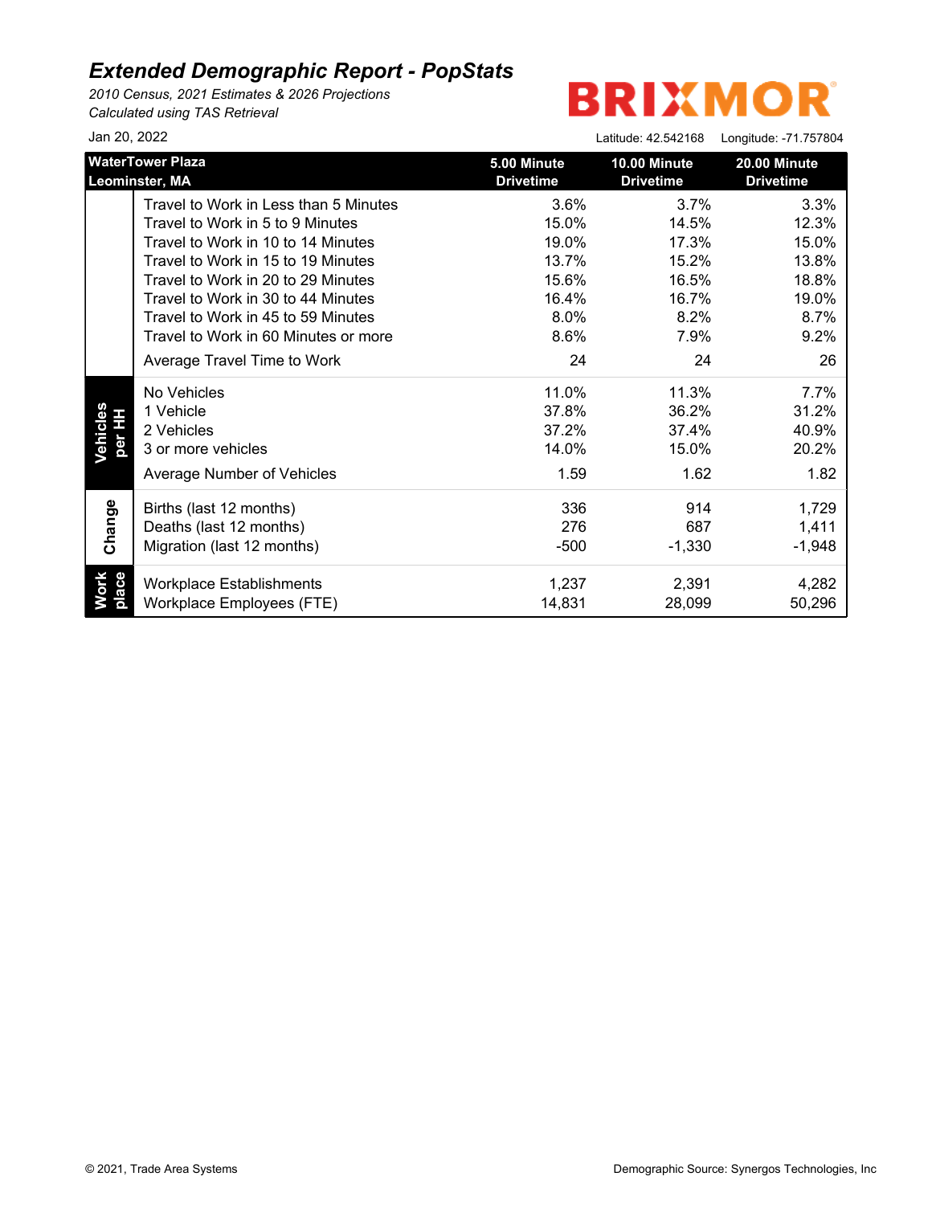# *Extended Demographic Report - PopStats*

*2010 Census, 2021 Estimates & 2026 Projections*
*Calculated using TAS Retrieval*

BRIXMOR

Jan 20, 2022

Latitude: 42.542168 Longitude: -71.757804

| WaterTower Plaza Leominster, MA | | 5.00 Minute Drivetime | 10.00 Minute Drivetime | 20.00 Minute Drivetime |
|---|---|---|---|---|
| | Travel to Work in Less than 5 Minutes | 3.6% | 3.7% | 3.3% |
| | Travel to Work in 5 to 9 Minutes | 15.0% | 14.5% | 12.3% |
| | Travel to Work in 10 to 14 Minutes | 19.0% | 17.3% | 15.0% |
| | Travel to Work in 15 to 19 Minutes | 13.7% | 15.2% | 13.8% |
| | Travel to Work in 20 to 29 Minutes | 15.6% | 16.5% | 18.8% |
| | Travel to Work in 30 to 44 Minutes | 16.4% | 16.7% | 19.0% |
| | Travel to Work in 45 to 59 Minutes | 8.0% | 8.2% | 8.7% |
| | Travel to Work in 60 Minutes or more | 8.6% | 7.9% | 9.2% |
| | Average Travel Time to Work | 24 | 24 | 26 |
| Vehicles per HH | No Vehicles | 11.0% | 11.3% | 7.7% |
| | 1 Vehicle | 37.8% | 36.2% | 31.2% |
| | 2 Vehicles | 37.2% | 37.4% | 40.9% |
| | 3 or more vehicles | 14.0% | 15.0% | 20.2% |
| | Average Number of Vehicles | 1.59 | 1.62 | 1.82 |
| Change | Births (last 12 months) | 336 | 914 | 1,729 |
| | Deaths (last 12 months) | 276 | 687 | 1,411 |
| | Migration (last 12 months) | -500 | -1,330 | -1,948 |
| Work place | Workplace Establishments | 1,237 | 2,391 | 4,282 |
| | Workplace Employees (FTE) | 14,831 | 28,099 | 50,296 |

© 2021, Trade Area Systems

Demographic Source: Synergos Technologies, Inc